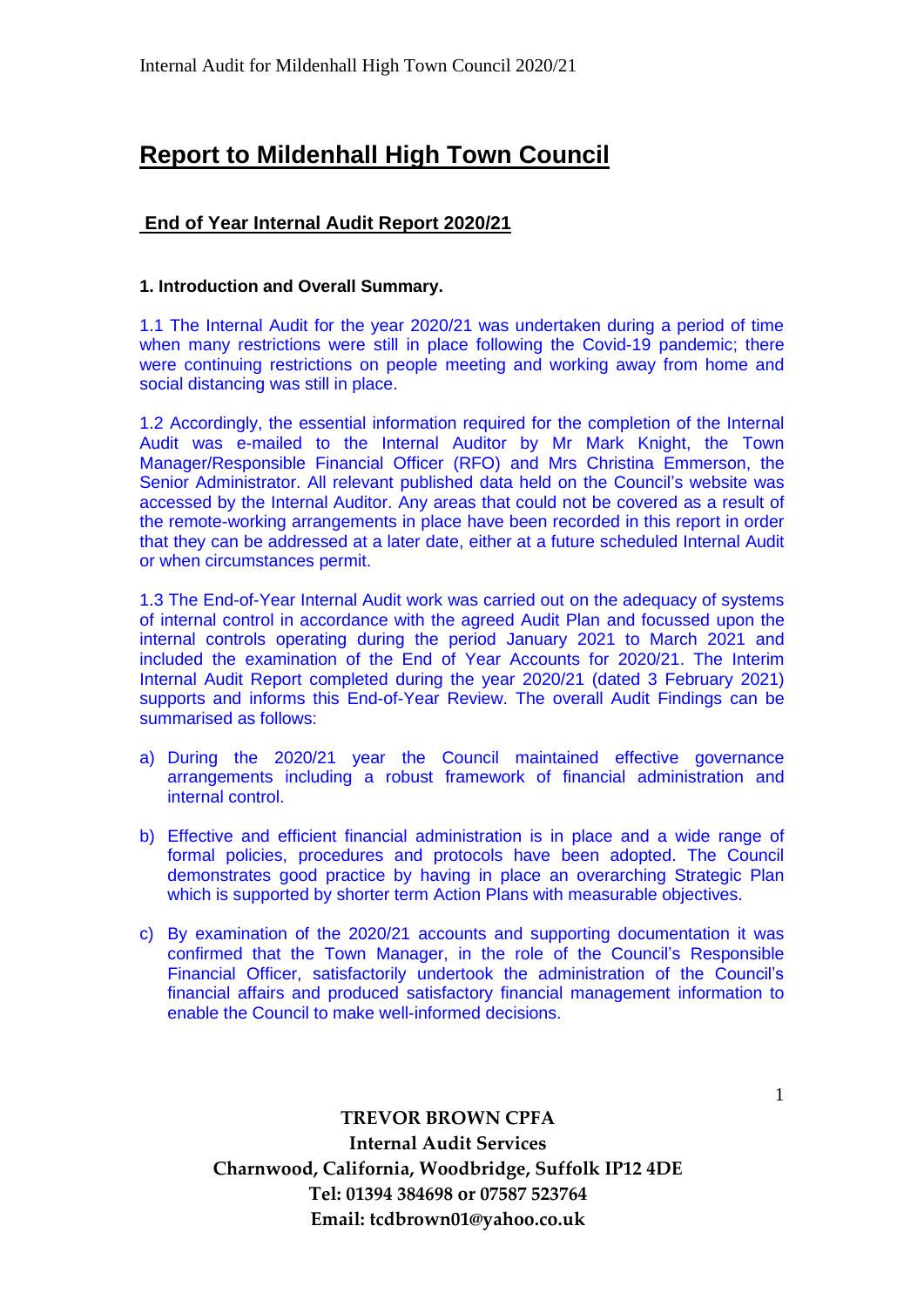# Report to Mildenhall High Town Council

## End of Year Internal Audit Report 2020/21

**1. Introduction and Overall Summary.**

1.1 The Internal Audit for the year 2020/21 was undertaken during a period of time when many restrictions were still in place following the Covid-19 pandemic; there were continuing restrictions on people meeting and working away from home and social distancing was still in place.

1.2 Accordingly, the essential information required for the completion of the Internal Audit was e-mailed to the Internal Auditor by Mr Mark Knight, the Town Manager/Responsible Financial Officer (RFO) and Mrs Christina Emmerson, the Senior Administrator. All relevant published data held on the Council's website was accessed by the Internal Auditor. Any areas that could not be covered as a result of the remote-working arrangements in place have been recorded in this report in order that they can be addressed at a later date, either at a future scheduled Internal Audit or when circumstances permit.

1.3 The End-of-Year Internal Audit work was carried out on the adequacy of systems of internal control in accordance with the agreed Audit Plan and focussed upon the internal controls operating during the period January 2021 to March 2021 and included the examination of the End of Year Accounts for 2020/21. The Interim Internal Audit Report completed during the year 2020/21 (dated 3 February 2021) supports and informs this End-of-Year Review. The overall Audit Findings can be summarised as follows:

a) During the 2020/21 year the Council maintained effective governance arrangements including a robust framework of financial administration and internal control.

b) Effective and efficient financial administration is in place and a wide range of formal policies, procedures and protocols have been adopted. The Council demonstrates good practice by having in place an overarching Strategic Plan which is supported by shorter term Action Plans with measurable objectives.

c) By examination of the 2020/21 accounts and supporting documentation it was confirmed that the Town Manager, in the role of the Council's Responsible Financial Officer, satisfactorily undertook the administration of the Council's financial affairs and produced satisfactory financial management information to enable the Council to make well-informed decisions.

**TREVOR BROWN CPFA**
**Internal Audit Services**
**Charnwood, California, Woodbridge, Suffolk IP12 4DE**
**Tel: 01394 384698 or 07587 523764**
**Email: tcdbrown01@yahoo.co.uk**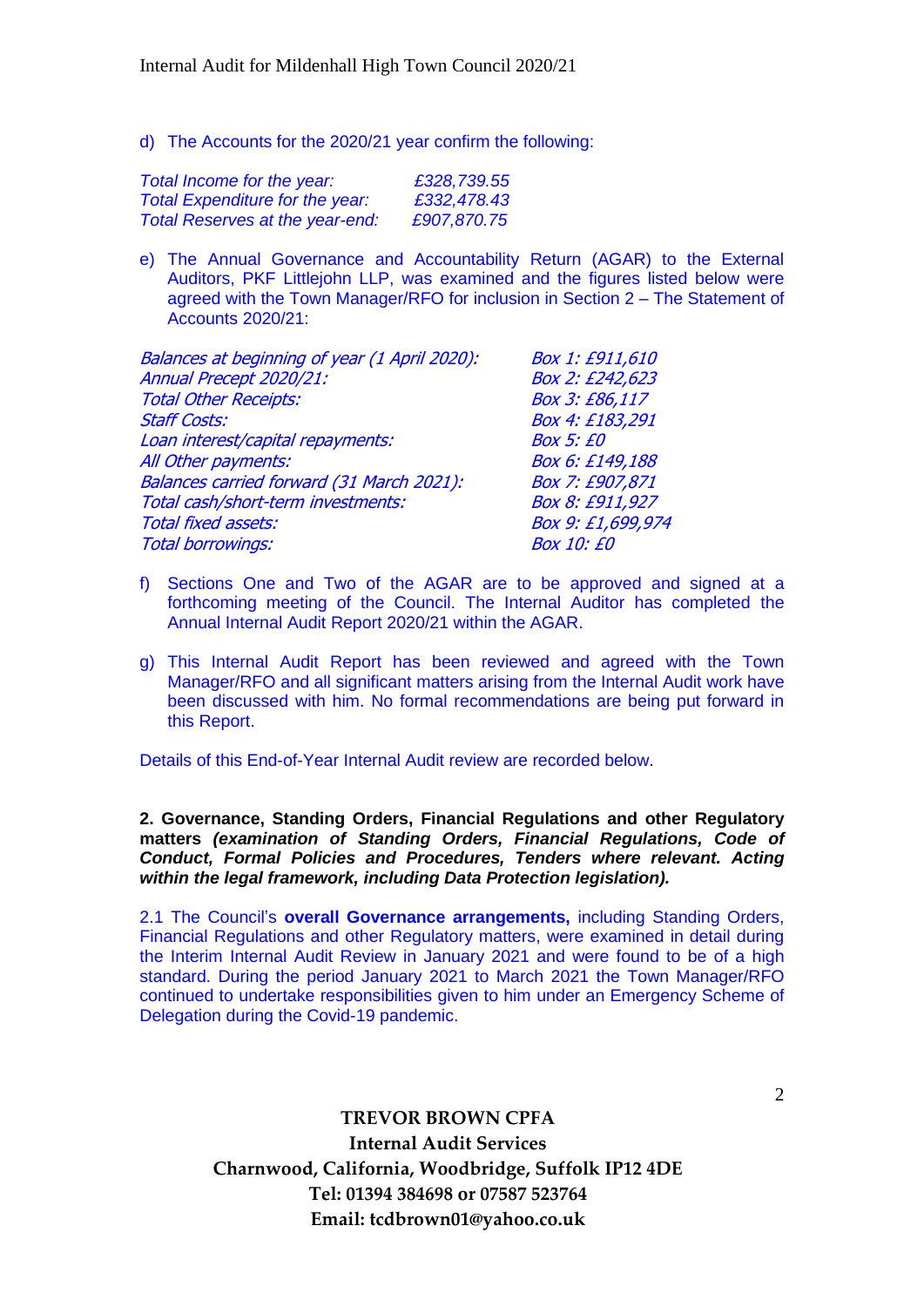d) The Accounts for the 2020/21 year confirm the following:

| | |
|---|---|
| *Total Income for the year:* | *£328,739.55* |
| *Total Expenditure for the year:* | *£332,478.43* |
| *Total Reserves at the year-end:* | *£907,870.75* |

e) The Annual Governance and Accountability Return (AGAR) to the External Auditors, PKF Littlejohn LLP, was examined and the figures listed below were agreed with the Town Manager/RFO for inclusion in Section 2 – The Statement of Accounts 2020/21:

| | |
|---|---|
| *Balances at beginning of year (1 April 2020):* | *Box 1: £911,610* |
| *Annual Precept 2020/21:* | *Box 2: £242,623* |
| *Total Other Receipts:* | *Box 3: £86,117* |
| *Staff Costs:* | *Box 4: £183,291* |
| *Loan interest/capital repayments:* | *Box 5: £0* |
| *All Other payments:* | *Box 6: £149,188* |
| *Balances carried forward (31 March 2021):* | *Box 7: £907,871* |
| *Total cash/short-term investments:* | *Box 8: £911,927* |
| *Total fixed assets:* | *Box 9: £1,699,974* |
| *Total borrowings:* | *Box 10: £0* |

f) Sections One and Two of the AGAR are to be approved and signed at a forthcoming meeting of the Council. The Internal Auditor has completed the Annual Internal Audit Report 2020/21 within the AGAR.

g) This Internal Audit Report has been reviewed and agreed with the Town Manager/RFO and all significant matters arising from the Internal Audit work have been discussed with him. No formal recommendations are being put forward in this Report.

Details of this End-of-Year Internal Audit review are recorded below.

**2. Governance, Standing Orders, Financial Regulations and other Regulatory matters *(examination of Standing Orders, Financial Regulations, Code of Conduct, Formal Policies and Procedures, Tenders where relevant. Acting within the legal framework, including Data Protection legislation).***

2.1 The Council's **overall Governance arrangements,** including Standing Orders, Financial Regulations and other Regulatory matters, were examined in detail during the Interim Internal Audit Review in January 2021 and were found to be of a high standard. During the period January 2021 to March 2021 the Town Manager/RFO continued to undertake responsibilities given to him under an Emergency Scheme of Delegation during the Covid-19 pandemic.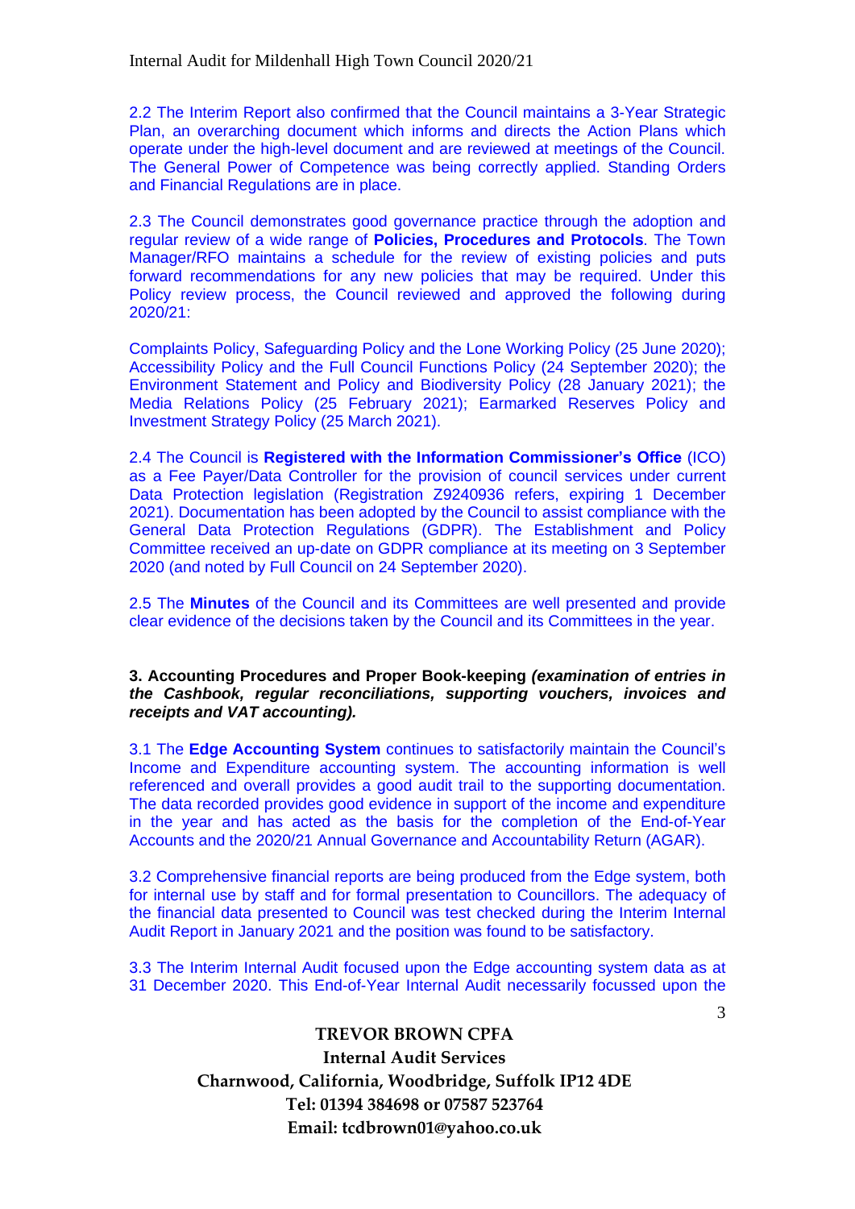2.2 The Interim Report also confirmed that the Council maintains a 3-Year Strategic Plan, an overarching document which informs and directs the Action Plans which operate under the high-level document and are reviewed at meetings of the Council. The General Power of Competence was being correctly applied. Standing Orders and Financial Regulations are in place.

2.3 The Council demonstrates good governance practice through the adoption and regular review of a wide range of **Policies, Procedures and Protocols**. The Town Manager/RFO maintains a schedule for the review of existing policies and puts forward recommendations for any new policies that may be required. Under this Policy review process, the Council reviewed and approved the following during 2020/21:

Complaints Policy, Safeguarding Policy and the Lone Working Policy (25 June 2020); Accessibility Policy and the Full Council Functions Policy (24 September 2020); the Environment Statement and Policy and Biodiversity Policy (28 January 2021); the Media Relations Policy (25 February 2021); Earmarked Reserves Policy and Investment Strategy Policy (25 March 2021).

2.4 The Council is **Registered with the Information Commissioner's Office** (ICO) as a Fee Payer/Data Controller for the provision of council services under current Data Protection legislation (Registration Z9240936 refers, expiring 1 December 2021). Documentation has been adopted by the Council to assist compliance with the General Data Protection Regulations (GDPR). The Establishment and Policy Committee received an up-date on GDPR compliance at its meeting on 3 September 2020 (and noted by Full Council on 24 September 2020).

2.5 The **Minutes** of the Council and its Committees are well presented and provide clear evidence of the decisions taken by the Council and its Committees in the year.

**3. Accounting Procedures and Proper Book-keeping** ***(examination of entries in the Cashbook, regular reconciliations, supporting vouchers, invoices and receipts and VAT accounting).***

3.1 The **Edge Accounting System** continues to satisfactorily maintain the Council's Income and Expenditure accounting system. The accounting information is well referenced and overall provides a good audit trail to the supporting documentation. The data recorded provides good evidence in support of the income and expenditure in the year and has acted as the basis for the completion of the End-of-Year Accounts and the 2020/21 Annual Governance and Accountability Return (AGAR).

3.2 Comprehensive financial reports are being produced from the Edge system, both for internal use by staff and for formal presentation to Councillors. The adequacy of the financial data presented to Council was test checked during the Interim Internal Audit Report in January 2021 and the position was found to be satisfactory.

3.3 The Interim Internal Audit focused upon the Edge accounting system data as at 31 December 2020. This End-of-Year Internal Audit necessarily focussed upon the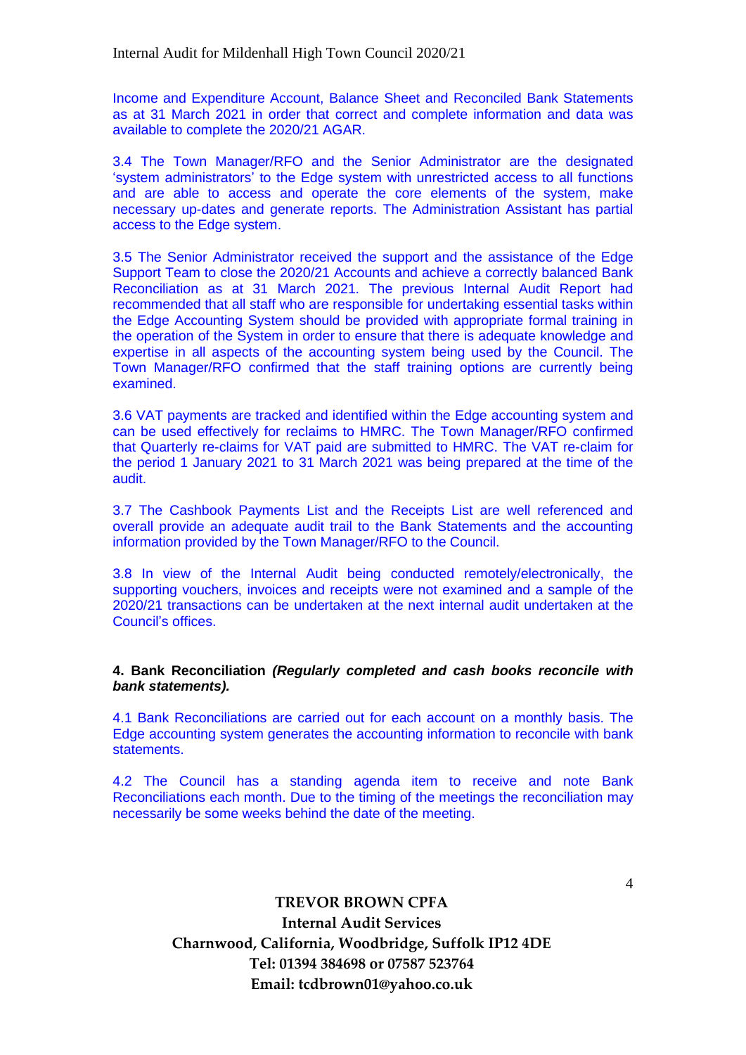Income and Expenditure Account, Balance Sheet and Reconciled Bank Statements as at 31 March 2021 in order that correct and complete information and data was available to complete the 2020/21 AGAR.

3.4 The Town Manager/RFO and the Senior Administrator are the designated 'system administrators' to the Edge system with unrestricted access to all functions and are able to access and operate the core elements of the system, make necessary up-dates and generate reports. The Administration Assistant has partial access to the Edge system.

3.5 The Senior Administrator received the support and the assistance of the Edge Support Team to close the 2020/21 Accounts and achieve a correctly balanced Bank Reconciliation as at 31 March 2021. The previous Internal Audit Report had recommended that all staff who are responsible for undertaking essential tasks within the Edge Accounting System should be provided with appropriate formal training in the operation of the System in order to ensure that there is adequate knowledge and expertise in all aspects of the accounting system being used by the Council. The Town Manager/RFO confirmed that the staff training options are currently being examined.

3.6 VAT payments are tracked and identified within the Edge accounting system and can be used effectively for reclaims to HMRC. The Town Manager/RFO confirmed that Quarterly re-claims for VAT paid are submitted to HMRC. The VAT re-claim for the period 1 January 2021 to 31 March 2021 was being prepared at the time of the audit.

3.7 The Cashbook Payments List and the Receipts List are well referenced and overall provide an adequate audit trail to the Bank Statements and the accounting information provided by the Town Manager/RFO to the Council.

3.8 In view of the Internal Audit being conducted remotely/electronically, the supporting vouchers, invoices and receipts were not examined and a sample of the 2020/21 transactions can be undertaken at the next internal audit undertaken at the Council's offices.

**4. Bank Reconciliation *(Regularly completed and cash books reconcile with bank statements).***

4.1 Bank Reconciliations are carried out for each account on a monthly basis. The Edge accounting system generates the accounting information to reconcile with bank statements.

4.2 The Council has a standing agenda item to receive and note Bank Reconciliations each month. Due to the timing of the meetings the reconciliation may necessarily be some weeks behind the date of the meeting.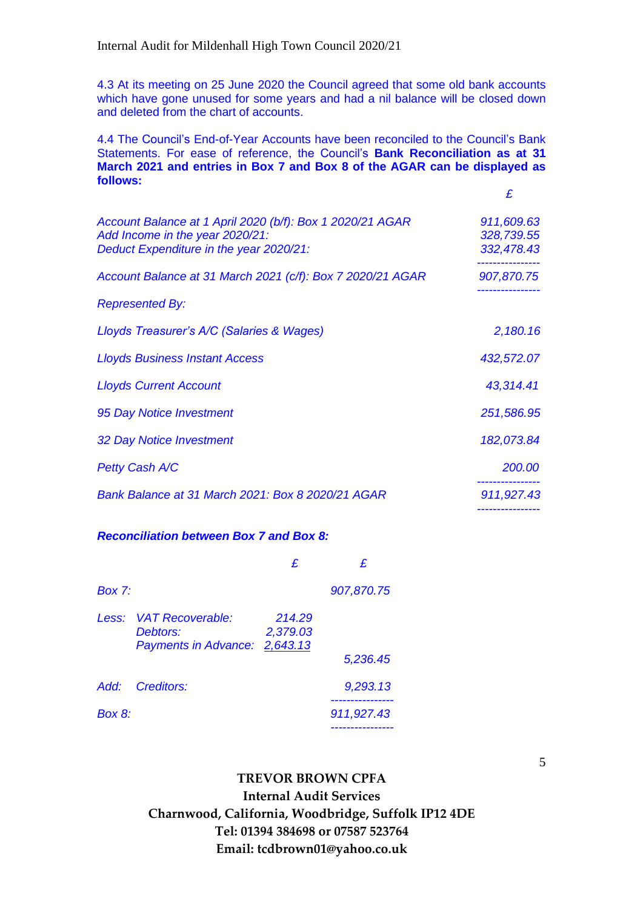4.3 At its meeting on 25 June 2020 the Council agreed that some old bank accounts which have gone unused for some years and had a nil balance will be closed down and deleted from the chart of accounts.

4.4 The Council's End-of-Year Accounts have been reconciled to the Council's Bank Statements. For ease of reference, the Council's **Bank Reconciliation as at 31 March 2021 and entries in Box 7 and Box 8 of the AGAR can be displayed as follows:**

| | £ |
|---|---|
| *Account Balance at 1 April 2020 (b/f): Box 1 2020/21 AGAR* | *911,609.63* |
| *Add Income in the year 2020/21:* | *328,739.55* |
| *Deduct Expenditure in the year 2020/21:* | *332,478.43* |
| *Account Balance at 31 March 2021 (c/f): Box 7 2020/21 AGAR* | *907,870.75* |
| *Represented By:* | |
| *Lloyds Treasurer's A/C (Salaries & Wages)* | *2,180.16* |
| *Lloyds Business Instant Access* | *432,572.07* |
| *Lloyds Current Account* | *43,314.41* |
| *95 Day Notice Investment* | *251,586.95* |
| *32 Day Notice Investment* | *182,073.84* |
| *Petty Cash A/C* | *200.00* |
| *Bank Balance at 31 March 2021: Box 8 2020/21 AGAR* | *911,927.43* |

***Reconciliation between Box 7 and Box 8:***

| | | £ | £ |
|---|---|---|---|
| *Box 7:* | | | *907,870.75* |
| *Less:* | *VAT Recoverable:* | *214.29* | |
| | *Debtors:* | *2,379.03* | |
| | *Payments in Advance:* | *2,643.13* | |
| | | | *5,236.45* |
| *Add:* | *Creditors:* | | *9,293.13* |
| *Box 8:* | | | *911,927.43* |

**TREVOR BROWN CPFA**
**Internal Audit Services**
**Charnwood, California, Woodbridge, Suffolk IP12 4DE**
**Tel: 01394 384698 or 07587 523764**
**Email: tcdbrown01@yahoo.co.uk**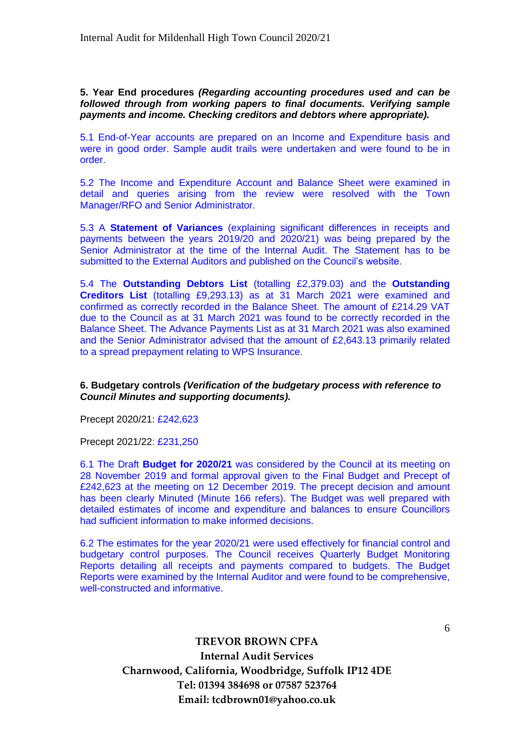**5. Year End procedures** ***(Regarding accounting procedures used and can be followed through from working papers to final documents. Verifying sample payments and income. Checking creditors and debtors where appropriate).***

5.1 End-of-Year accounts are prepared on an Income and Expenditure basis and were in good order. Sample audit trails were undertaken and were found to be in order.

5.2 The Income and Expenditure Account and Balance Sheet were examined in detail and queries arising from the review were resolved with the Town Manager/RFO and Senior Administrator.

5.3 A **Statement of Variances** (explaining significant differences in receipts and payments between the years 2019/20 and 2020/21) was being prepared by the Senior Administrator at the time of the Internal Audit. The Statement has to be submitted to the External Auditors and published on the Council's website.

5.4 The **Outstanding Debtors List** (totalling £2,379.03) and the **Outstanding Creditors List** (totalling £9,293.13) as at 31 March 2021 were examined and confirmed as correctly recorded in the Balance Sheet. The amount of £214.29 VAT due to the Council as at 31 March 2021 was found to be correctly recorded in the Balance Sheet. The Advance Payments List as at 31 March 2021 was also examined and the Senior Administrator advised that the amount of £2,643.13 primarily related to a spread prepayment relating to WPS Insurance.

**6. Budgetary controls** ***(Verification of the budgetary process with reference to Council Minutes and supporting documents).***

Precept 2020/21: £242,623

Precept 2021/22: £231,250

6.1 The Draft **Budget for 2020/21** was considered by the Council at its meeting on 28 November 2019 and formal approval given to the Final Budget and Precept of £242,623 at the meeting on 12 December 2019. The precept decision and amount has been clearly Minuted (Minute 166 refers). The Budget was well prepared with detailed estimates of income and expenditure and balances to ensure Councillors had sufficient information to make informed decisions.

6.2 The estimates for the year 2020/21 were used effectively for financial control and budgetary control purposes. The Council receives Quarterly Budget Monitoring Reports detailing all receipts and payments compared to budgets. The Budget Reports were examined by the Internal Auditor and were found to be comprehensive, well-constructed and informative.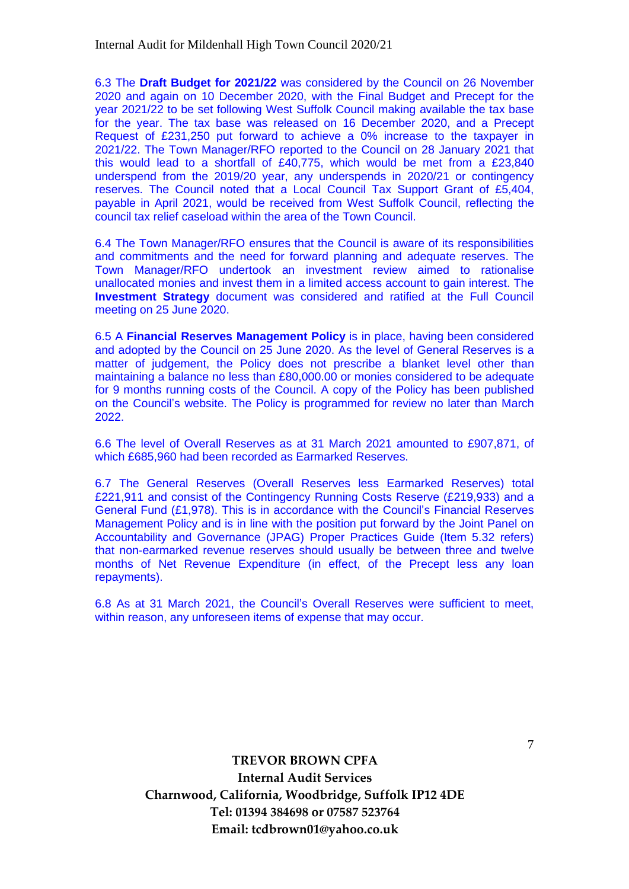6.3 The **Draft Budget for 2021/22** was considered by the Council on 26 November 2020 and again on 10 December 2020, with the Final Budget and Precept for the year 2021/22 to be set following West Suffolk Council making available the tax base for the year. The tax base was released on 16 December 2020, and a Precept Request of £231,250 put forward to achieve a 0% increase to the taxpayer in 2021/22. The Town Manager/RFO reported to the Council on 28 January 2021 that this would lead to a shortfall of £40,775, which would be met from a £23,840 underspend from the 2019/20 year, any underspends in 2020/21 or contingency reserves. The Council noted that a Local Council Tax Support Grant of £5,404, payable in April 2021, would be received from West Suffolk Council, reflecting the council tax relief caseload within the area of the Town Council.

6.4 The Town Manager/RFO ensures that the Council is aware of its responsibilities and commitments and the need for forward planning and adequate reserves. The Town Manager/RFO undertook an investment review aimed to rationalise unallocated monies and invest them in a limited access account to gain interest. The **Investment Strategy** document was considered and ratified at the Full Council meeting on 25 June 2020.

6.5 A **Financial Reserves Management Policy** is in place, having been considered and adopted by the Council on 25 June 2020. As the level of General Reserves is a matter of judgement, the Policy does not prescribe a blanket level other than maintaining a balance no less than £80,000.00 or monies considered to be adequate for 9 months running costs of the Council. A copy of the Policy has been published on the Council's website. The Policy is programmed for review no later than March 2022.

6.6 The level of Overall Reserves as at 31 March 2021 amounted to £907,871, of which £685,960 had been recorded as Earmarked Reserves.

6.7 The General Reserves (Overall Reserves less Earmarked Reserves) total £221,911 and consist of the Contingency Running Costs Reserve (£219,933) and a General Fund (£1,978). This is in accordance with the Council's Financial Reserves Management Policy and is in line with the position put forward by the Joint Panel on Accountability and Governance (JPAG) Proper Practices Guide (Item 5.32 refers) that non-earmarked revenue reserves should usually be between three and twelve months of Net Revenue Expenditure (in effect, of the Precept less any loan repayments).

6.8 As at 31 March 2021, the Council's Overall Reserves were sufficient to meet, within reason, any unforeseen items of expense that may occur.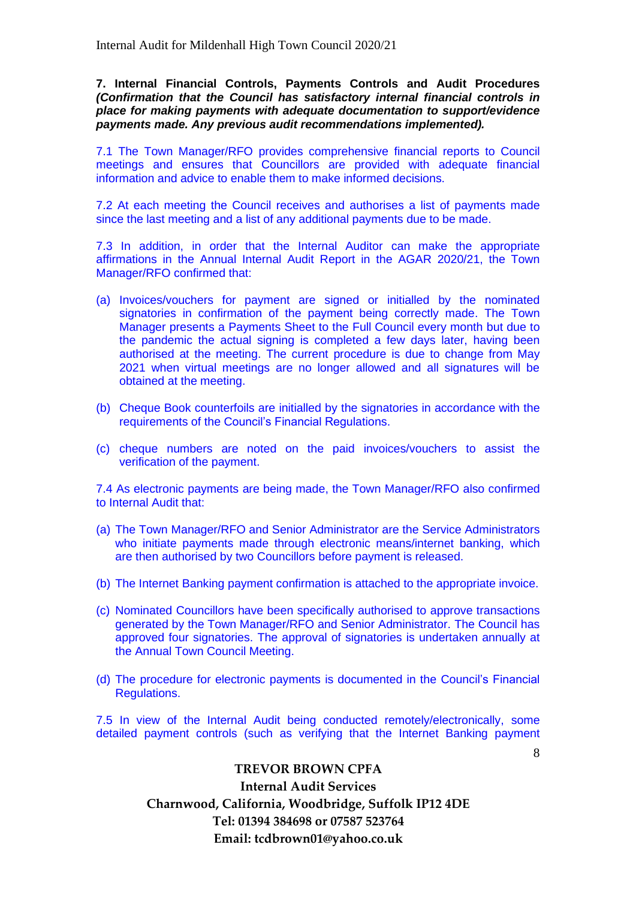**7. Internal Financial Controls, Payments Controls and Audit Procedures *(Confirmation that the Council has satisfactory internal financial controls in place for making payments with adequate documentation to support/evidence payments made. Any previous audit recommendations implemented).***

7.1 The Town Manager/RFO provides comprehensive financial reports to Council meetings and ensures that Councillors are provided with adequate financial information and advice to enable them to make informed decisions.

7.2 At each meeting the Council receives and authorises a list of payments made since the last meeting and a list of any additional payments due to be made.

7.3 In addition, in order that the Internal Auditor can make the appropriate affirmations in the Annual Internal Audit Report in the AGAR 2020/21, the Town Manager/RFO confirmed that:

(a) Invoices/vouchers for payment are signed or initialled by the nominated signatories in confirmation of the payment being correctly made. The Town Manager presents a Payments Sheet to the Full Council every month but due to the pandemic the actual signing is completed a few days later, having been authorised at the meeting. The current procedure is due to change from May 2021 when virtual meetings are no longer allowed and all signatures will be obtained at the meeting.

(b) Cheque Book counterfoils are initialled by the signatories in accordance with the requirements of the Council's Financial Regulations.

(c) cheque numbers are noted on the paid invoices/vouchers to assist the verification of the payment.

7.4 As electronic payments are being made, the Town Manager/RFO also confirmed to Internal Audit that:

(a) The Town Manager/RFO and Senior Administrator are the Service Administrators who initiate payments made through electronic means/internet banking, which are then authorised by two Councillors before payment is released.

(b) The Internet Banking payment confirmation is attached to the appropriate invoice.

(c) Nominated Councillors have been specifically authorised to approve transactions generated by the Town Manager/RFO and Senior Administrator. The Council has approved four signatories. The approval of signatories is undertaken annually at the Annual Town Council Meeting.

(d) The procedure for electronic payments is documented in the Council's Financial Regulations.

7.5 In view of the Internal Audit being conducted remotely/electronically, some detailed payment controls (such as verifying that the Internet Banking payment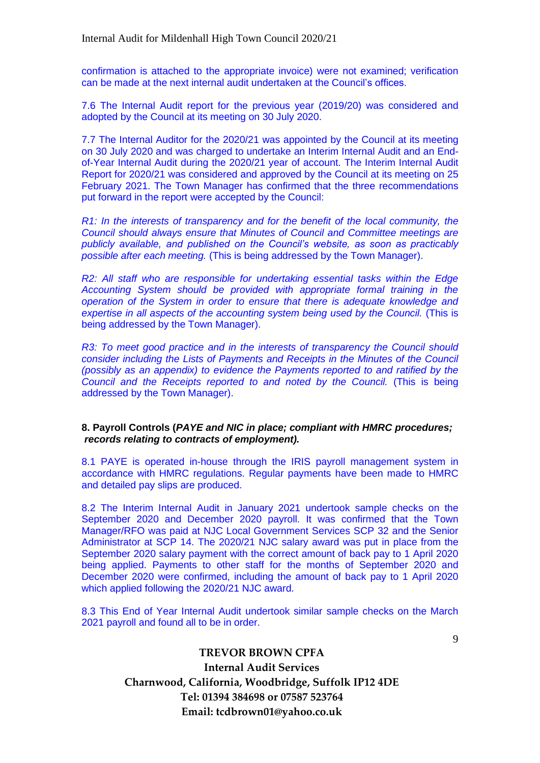confirmation is attached to the appropriate invoice) were not examined; verification can be made at the next internal audit undertaken at the Council's offices.

7.6 The Internal Audit report for the previous year (2019/20) was considered and adopted by the Council at its meeting on 30 July 2020.

7.7 The Internal Auditor for the 2020/21 was appointed by the Council at its meeting on 30 July 2020 and was charged to undertake an Interim Internal Audit and an End-of-Year Internal Audit during the 2020/21 year of account. The Interim Internal Audit Report for 2020/21 was considered and approved by the Council at its meeting on 25 February 2021. The Town Manager has confirmed that the three recommendations put forward in the report were accepted by the Council:

*R1: In the interests of transparency and for the benefit of the local community, the Council should always ensure that Minutes of Council and Committee meetings are publicly available, and published on the Council's website, as soon as practicably possible after each meeting.* (This is being addressed by the Town Manager).

*R2: All staff who are responsible for undertaking essential tasks within the Edge Accounting System should be provided with appropriate formal training in the operation of the System in order to ensure that there is adequate knowledge and expertise in all aspects of the accounting system being used by the Council.* (This is being addressed by the Town Manager).

*R3: To meet good practice and in the interests of transparency the Council should consider including the Lists of Payments and Receipts in the Minutes of the Council (possibly as an appendix) to evidence the Payments reported to and ratified by the Council and the Receipts reported to and noted by the Council.* (This is being addressed by the Town Manager).

**8. Payroll Controls (*PAYE and NIC in place; compliant with HMRC procedures; records relating to contracts of employment).***

8.1 PAYE is operated in-house through the IRIS payroll management system in accordance with HMRC regulations. Regular payments have been made to HMRC and detailed pay slips are produced.

8.2 The Interim Internal Audit in January 2021 undertook sample checks on the September 2020 and December 2020 payroll. It was confirmed that the Town Manager/RFO was paid at NJC Local Government Services SCP 32 and the Senior Administrator at SCP 14. The 2020/21 NJC salary award was put in place from the September 2020 salary payment with the correct amount of back pay to 1 April 2020 being applied. Payments to other staff for the months of September 2020 and December 2020 were confirmed, including the amount of back pay to 1 April 2020 which applied following the 2020/21 NJC award.

8.3 This End of Year Internal Audit undertook similar sample checks on the March 2021 payroll and found all to be in order.

**TREVOR BROWN CPFA**
**Internal Audit Services**
**Charnwood, California, Woodbridge, Suffolk IP12 4DE**
**Tel: 01394 384698 or 07587 523764**
**Email: tcdbrown01@yahoo.co.uk**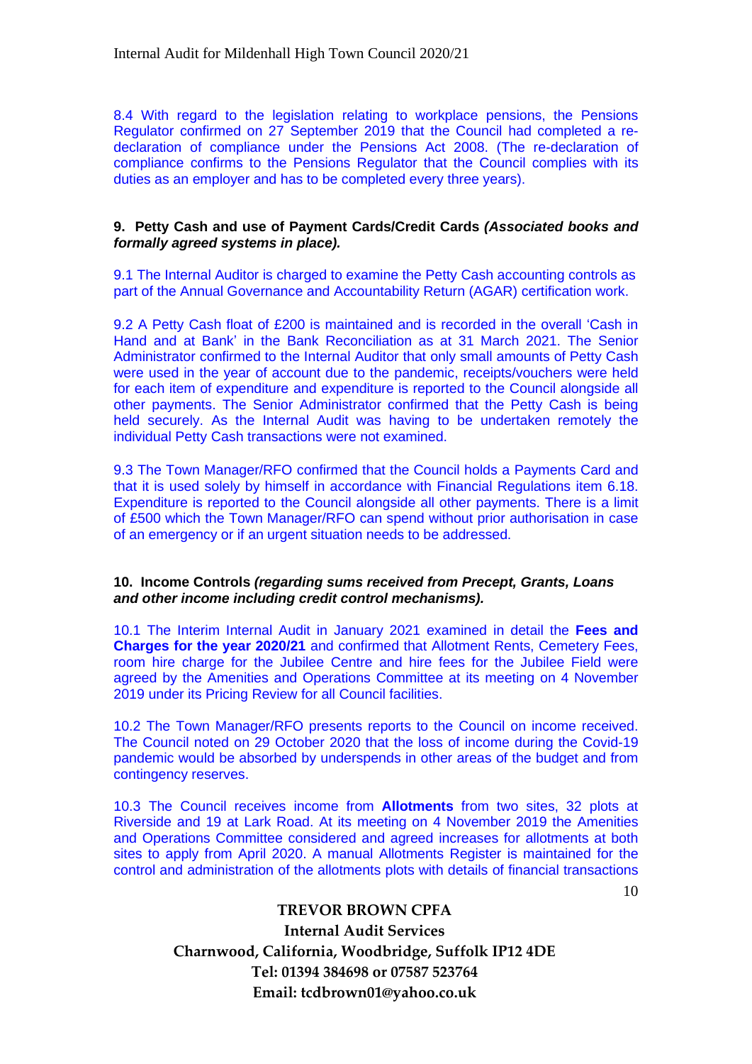8.4 With regard to the legislation relating to workplace pensions, the Pensions Regulator confirmed on 27 September 2019 that the Council had completed a re-declaration of compliance under the Pensions Act 2008. (The re-declaration of compliance confirms to the Pensions Regulator that the Council complies with its duties as an employer and has to be completed every three years).

**9. Petty Cash and use of Payment Cards/Credit Cards *(Associated books and formally agreed systems in place).***

9.1 The Internal Auditor is charged to examine the Petty Cash accounting controls as part of the Annual Governance and Accountability Return (AGAR) certification work.

9.2 A Petty Cash float of £200 is maintained and is recorded in the overall 'Cash in Hand and at Bank' in the Bank Reconciliation as at 31 March 2021. The Senior Administrator confirmed to the Internal Auditor that only small amounts of Petty Cash were used in the year of account due to the pandemic, receipts/vouchers were held for each item of expenditure and expenditure is reported to the Council alongside all other payments. The Senior Administrator confirmed that the Petty Cash is being held securely. As the Internal Audit was having to be undertaken remotely the individual Petty Cash transactions were not examined.

9.3 The Town Manager/RFO confirmed that the Council holds a Payments Card and that it is used solely by himself in accordance with Financial Regulations item 6.18. Expenditure is reported to the Council alongside all other payments. There is a limit of £500 which the Town Manager/RFO can spend without prior authorisation in case of an emergency or if an urgent situation needs to be addressed.

**10. Income Controls *(regarding sums received from Precept, Grants, Loans and other income including credit control mechanisms).***

10.1 The Interim Internal Audit in January 2021 examined in detail the **Fees and Charges for the year 2020/21** and confirmed that Allotment Rents, Cemetery Fees, room hire charge for the Jubilee Centre and hire fees for the Jubilee Field were agreed by the Amenities and Operations Committee at its meeting on 4 November 2019 under its Pricing Review for all Council facilities.

10.2 The Town Manager/RFO presents reports to the Council on income received. The Council noted on 29 October 2020 that the loss of income during the Covid-19 pandemic would be absorbed by underspends in other areas of the budget and from contingency reserves.

10.3 The Council receives income from **Allotments** from two sites, 32 plots at Riverside and 19 at Lark Road. At its meeting on 4 November 2019 the Amenities and Operations Committee considered and agreed increases for allotments at both sites to apply from April 2020. A manual Allotments Register is maintained for the control and administration of the allotments plots with details of financial transactions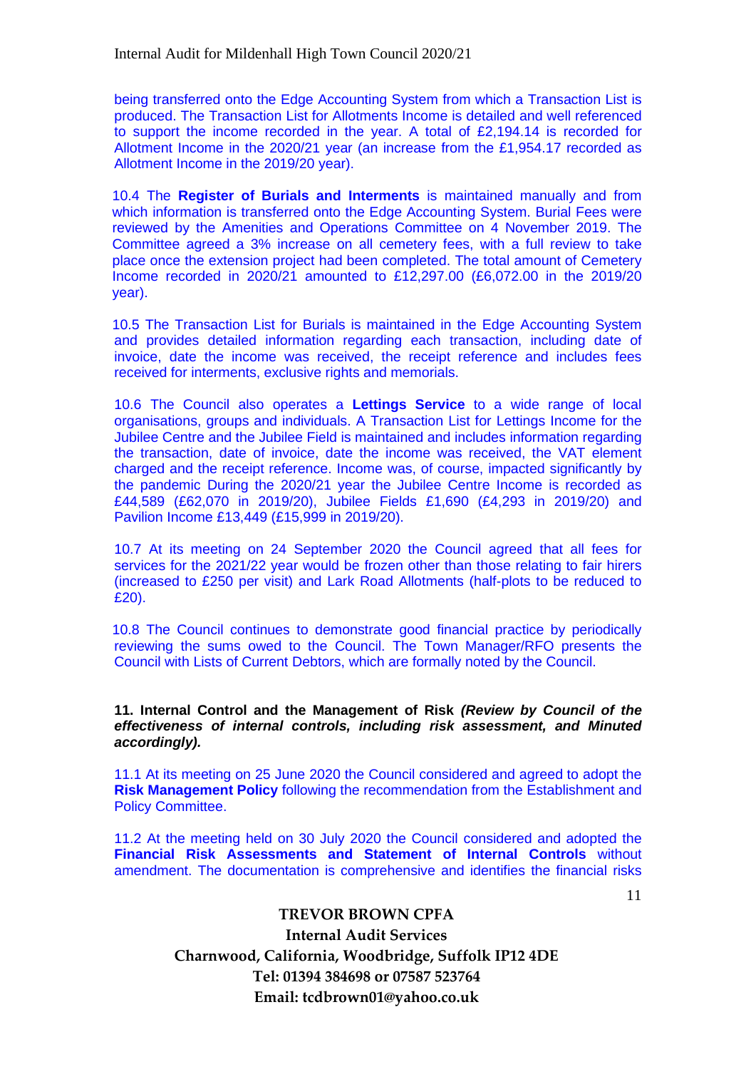being transferred onto the Edge Accounting System from which a Transaction List is produced. The Transaction List for Allotments Income is detailed and well referenced to support the income recorded in the year. A total of £2,194.14 is recorded for Allotment Income in the 2020/21 year (an increase from the £1,954.17 recorded as Allotment Income in the 2019/20 year).

10.4 The **Register of Burials and Interments** is maintained manually and from which information is transferred onto the Edge Accounting System. Burial Fees were reviewed by the Amenities and Operations Committee on 4 November 2019. The Committee agreed a 3% increase on all cemetery fees, with a full review to take place once the extension project had been completed. The total amount of Cemetery Income recorded in 2020/21 amounted to £12,297.00 (£6,072.00 in the 2019/20 year).

10.5 The Transaction List for Burials is maintained in the Edge Accounting System and provides detailed information regarding each transaction, including date of invoice, date the income was received, the receipt reference and includes fees received for interments, exclusive rights and memorials.

10.6 The Council also operates a **Lettings Service** to a wide range of local organisations, groups and individuals. A Transaction List for Lettings Income for the Jubilee Centre and the Jubilee Field is maintained and includes information regarding the transaction, date of invoice, date the income was received, the VAT element charged and the receipt reference. Income was, of course, impacted significantly by the pandemic During the 2020/21 year the Jubilee Centre Income is recorded as £44,589 (£62,070 in 2019/20), Jubilee Fields £1,690 (£4,293 in 2019/20) and Pavilion Income £13,449 (£15,999 in 2019/20).

10.7 At its meeting on 24 September 2020 the Council agreed that all fees for services for the 2021/22 year would be frozen other than those relating to fair hirers (increased to £250 per visit) and Lark Road Allotments (half-plots to be reduced to £20).

10.8 The Council continues to demonstrate good financial practice by periodically reviewing the sums owed to the Council. The Town Manager/RFO presents the Council with Lists of Current Debtors, which are formally noted by the Council.

**11. Internal Control and the Management of Risk** ***(Review by Council of the effectiveness of internal controls, including risk assessment, and Minuted accordingly).***

11.1 At its meeting on 25 June 2020 the Council considered and agreed to adopt the **Risk Management Policy** following the recommendation from the Establishment and Policy Committee.

11.2 At the meeting held on 30 July 2020 the Council considered and adopted the **Financial Risk Assessments and Statement of Internal Controls** without amendment. The documentation is comprehensive and identifies the financial risks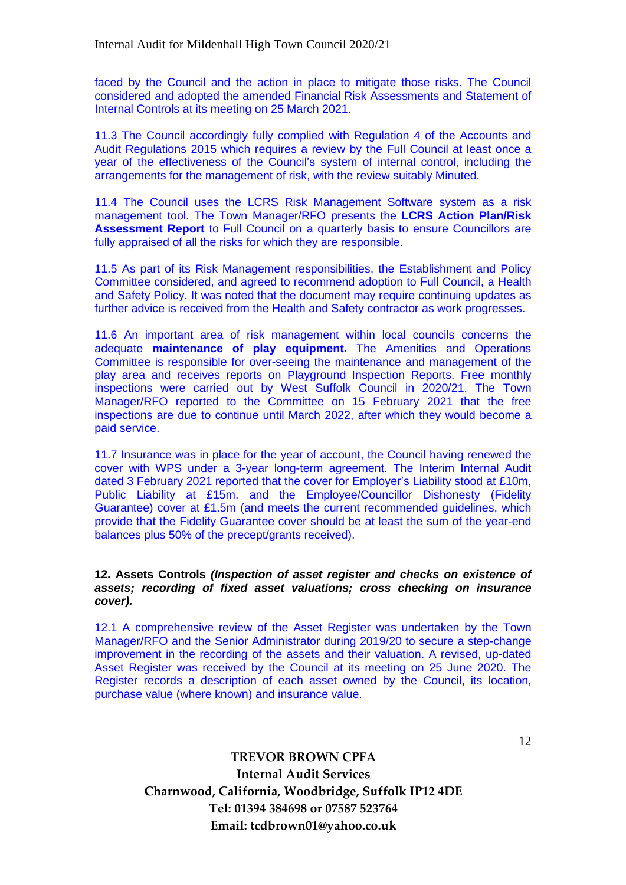faced by the Council and the action in place to mitigate those risks. The Council considered and adopted the amended Financial Risk Assessments and Statement of Internal Controls at its meeting on 25 March 2021.

11.3 The Council accordingly fully complied with Regulation 4 of the Accounts and Audit Regulations 2015 which requires a review by the Full Council at least once a year of the effectiveness of the Council's system of internal control, including the arrangements for the management of risk, with the review suitably Minuted.

11.4 The Council uses the LCRS Risk Management Software system as a risk management tool. The Town Manager/RFO presents the **LCRS Action Plan/Risk Assessment Report** to Full Council on a quarterly basis to ensure Councillors are fully appraised of all the risks for which they are responsible.

11.5 As part of its Risk Management responsibilities, the Establishment and Policy Committee considered, and agreed to recommend adoption to Full Council, a Health and Safety Policy. It was noted that the document may require continuing updates as further advice is received from the Health and Safety contractor as work progresses.

11.6 An important area of risk management within local councils concerns the adequate **maintenance of play equipment.** The Amenities and Operations Committee is responsible for over-seeing the maintenance and management of the play area and receives reports on Playground Inspection Reports. Free monthly inspections were carried out by West Suffolk Council in 2020/21. The Town Manager/RFO reported to the Committee on 15 February 2021 that the free inspections are due to continue until March 2022, after which they would become a paid service.

11.7 Insurance was in place for the year of account, the Council having renewed the cover with WPS under a 3-year long-term agreement. The Interim Internal Audit dated 3 February 2021 reported that the cover for Employer's Liability stood at £10m, Public Liability at £15m. and the Employee/Councillor Dishonesty (Fidelity Guarantee) cover at £1.5m (and meets the current recommended guidelines, which provide that the Fidelity Guarantee cover should be at least the sum of the year-end balances plus 50% of the precept/grants received).

**12. Assets Controls *(Inspection of asset register and checks on existence of assets; recording of fixed asset valuations; cross checking on insurance cover).***

12.1 A comprehensive review of the Asset Register was undertaken by the Town Manager/RFO and the Senior Administrator during 2019/20 to secure a step-change improvement in the recording of the assets and their valuation. A revised, up-dated Asset Register was received by the Council at its meeting on 25 June 2020. The Register records a description of each asset owned by the Council, its location, purchase value (where known) and insurance value.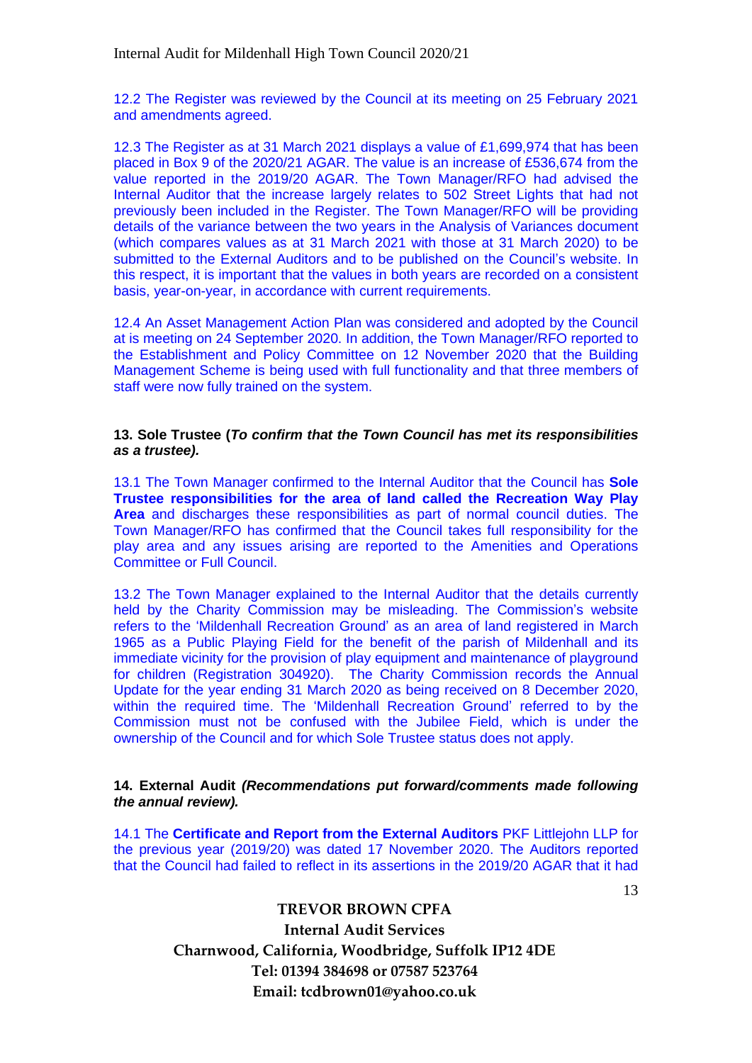12.2 The Register was reviewed by the Council at its meeting on 25 February 2021 and amendments agreed.

12.3 The Register as at 31 March 2021 displays a value of £1,699,974 that has been placed in Box 9 of the 2020/21 AGAR. The value is an increase of £536,674 from the value reported in the 2019/20 AGAR. The Town Manager/RFO had advised the Internal Auditor that the increase largely relates to 502 Street Lights that had not previously been included in the Register. The Town Manager/RFO will be providing details of the variance between the two years in the Analysis of Variances document (which compares values as at 31 March 2021 with those at 31 March 2020) to be submitted to the External Auditors and to be published on the Council's website. In this respect, it is important that the values in both years are recorded on a consistent basis, year-on-year, in accordance with current requirements.

12.4 An Asset Management Action Plan was considered and adopted by the Council at is meeting on 24 September 2020. In addition, the Town Manager/RFO reported to the Establishment and Policy Committee on 12 November 2020 that the Building Management Scheme is being used with full functionality and that three members of staff were now fully trained on the system.

**13. Sole Trustee (*To confirm that the Town Council has met its responsibilities as a trustee).***

13.1 The Town Manager confirmed to the Internal Auditor that the Council has **Sole Trustee responsibilities for the area of land called the Recreation Way Play Area** and discharges these responsibilities as part of normal council duties. The Town Manager/RFO has confirmed that the Council takes full responsibility for the play area and any issues arising are reported to the Amenities and Operations Committee or Full Council.

13.2 The Town Manager explained to the Internal Auditor that the details currently held by the Charity Commission may be misleading. The Commission's website refers to the 'Mildenhall Recreation Ground' as an area of land registered in March 1965 as a Public Playing Field for the benefit of the parish of Mildenhall and its immediate vicinity for the provision of play equipment and maintenance of playground for children (Registration 304920). The Charity Commission records the Annual Update for the year ending 31 March 2020 as being received on 8 December 2020, within the required time. The 'Mildenhall Recreation Ground' referred to by the Commission must not be confused with the Jubilee Field, which is under the ownership of the Council and for which Sole Trustee status does not apply.

**14. External Audit *(Recommendations put forward/comments made following the annual review).***

14.1 The **Certificate and Report from the External Auditors** PKF Littlejohn LLP for the previous year (2019/20) was dated 17 November 2020. The Auditors reported that the Council had failed to reflect in its assertions in the 2019/20 AGAR that it had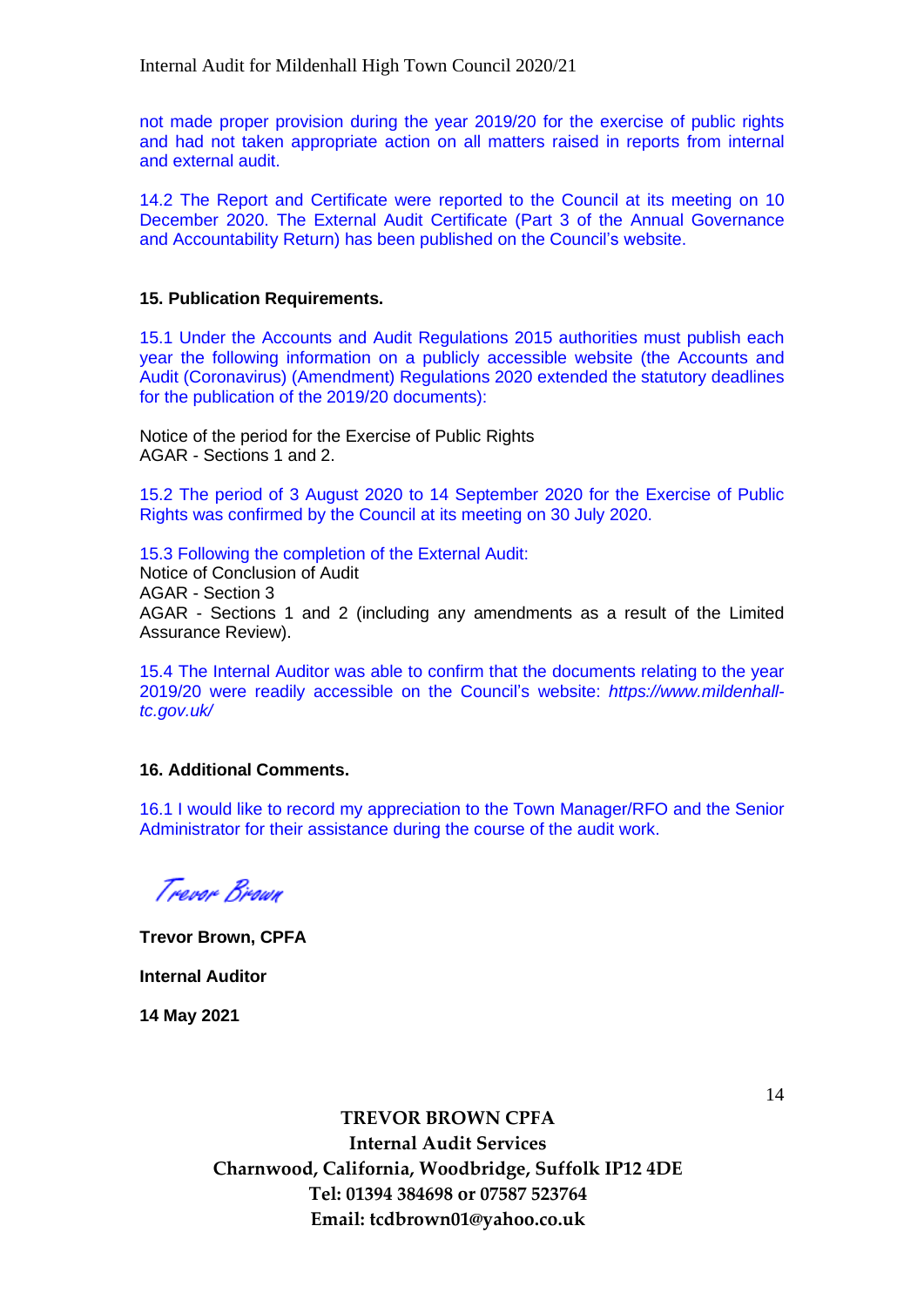not made proper provision during the year 2019/20 for the exercise of public rights and had not taken appropriate action on all matters raised in reports from internal and external audit.

14.2 The Report and Certificate were reported to the Council at its meeting on 10 December 2020. The External Audit Certificate (Part 3 of the Annual Governance and Accountability Return) has been published on the Council's website.

**15. Publication Requirements.**

15.1 Under the Accounts and Audit Regulations 2015 authorities must publish each year the following information on a publicly accessible website (the Accounts and Audit (Coronavirus) (Amendment) Regulations 2020 extended the statutory deadlines for the publication of the 2019/20 documents):

Notice of the period for the Exercise of Public Rights
AGAR - Sections 1 and 2.

15.2 The period of 3 August 2020 to 14 September 2020 for the Exercise of Public Rights was confirmed by the Council at its meeting on 30 July 2020.

15.3 Following the completion of the External Audit:
Notice of Conclusion of Audit
AGAR - Section 3
AGAR - Sections 1 and 2 (including any amendments as a result of the Limited Assurance Review).

15.4 The Internal Auditor was able to confirm that the documents relating to the year 2019/20 were readily accessible on the Council's website: *https://www.mildenhall-tc.gov.uk/*

**16. Additional Comments.**

16.1 I would like to record my appreciation to the Town Manager/RFO and the Senior Administrator for their assistance during the course of the audit work.

*Trevor Brown*

**Trevor Brown, CPFA**

**Internal Auditor**

**14 May 2021**

**TREVOR BROWN CPFA**
**Internal Audit Services**
**Charnwood, California, Woodbridge, Suffolk IP12 4DE**
**Tel: 01394 384698 or 07587 523764**
**Email: tcdbrown01@yahoo.co.uk**